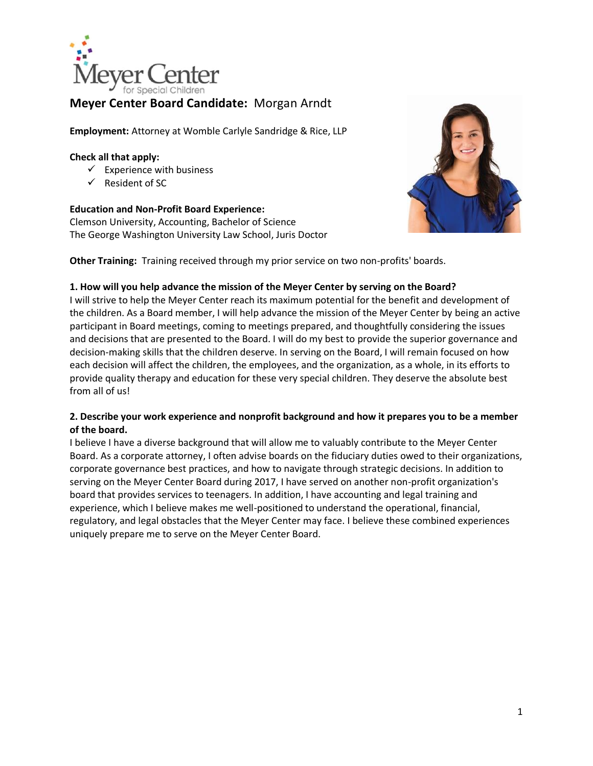## Meyer Center Board Candidate: Morgan Arndt

**Employment:** Attorney at Womble Carlyle Sandridge & Rice, LLP

**Check all that apply:**

- ✓ Experience with business
- ✓ Resident of SC

**Education and Non-Profit Board Experience:**
Clemson University, Accounting, Bachelor of Science
The George Washington University Law School, Juris Doctor

**Other Training:** Training received through my prior service on two non-profits' boards.

**1. How will you help advance the mission of the Meyer Center by serving on the Board?**

I will strive to help the Meyer Center reach its maximum potential for the benefit and development of the children. As a Board member, I will help advance the mission of the Meyer Center by being an active participant in Board meetings, coming to meetings prepared, and thoughtfully considering the issues and decisions that are presented to the Board. I will do my best to provide the superior governance and decision-making skills that the children deserve. In serving on the Board, I will remain focused on how each decision will affect the children, the employees, and the organization, as a whole, in its efforts to provide quality therapy and education for these very special children. They deserve the absolute best from all of us!

**2. Describe your work experience and nonprofit background and how it prepares you to be a member of the board.**

I believe I have a diverse background that will allow me to valuably contribute to the Meyer Center Board. As a corporate attorney, I often advise boards on the fiduciary duties owed to their organizations, corporate governance best practices, and how to navigate through strategic decisions. In addition to serving on the Meyer Center Board during 2017, I have served on another non-profit organization's board that provides services to teenagers. In addition, I have accounting and legal training and experience, which I believe makes me well-positioned to understand the operational, financial, regulatory, and legal obstacles that the Meyer Center may face. I believe these combined experiences uniquely prepare me to serve on the Meyer Center Board.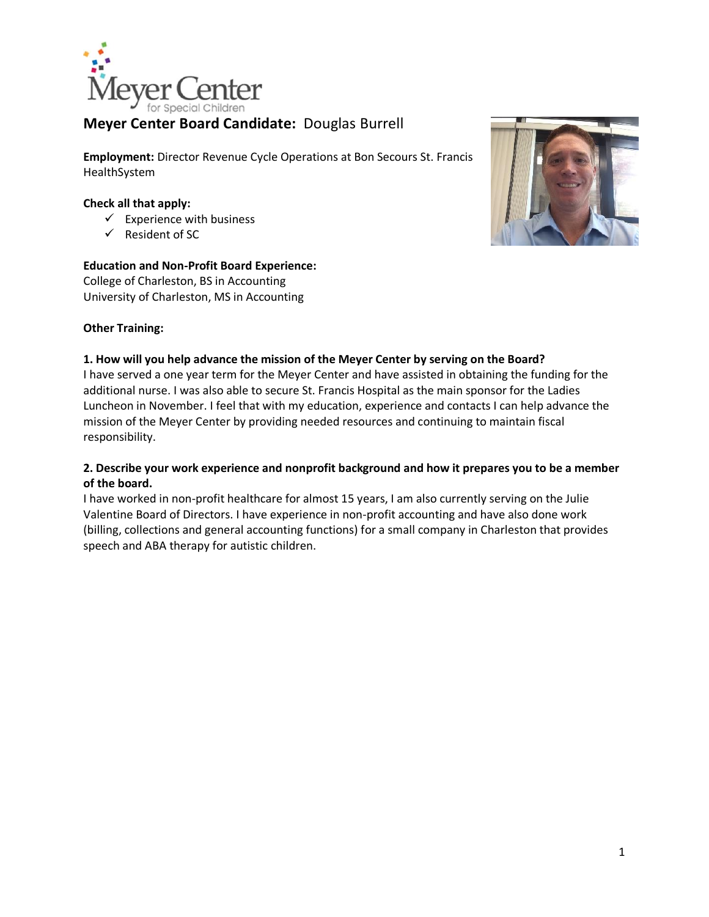Meyer Center
for Special Children

**Meyer Center Board Candidate:** Douglas Burrell

**Employment:** Director Revenue Cycle Operations at Bon Secours St. Francis HealthSystem

**Check all that apply:**

- ✓ Experience with business
- ✓ Resident of SC

**Education and Non-Profit Board Experience:**
College of Charleston, BS in Accounting
University of Charleston, MS in Accounting

**Other Training:**

**1. How will you help advance the mission of the Meyer Center by serving on the Board?**
I have served a one year term for the Meyer Center and have assisted in obtaining the funding for the additional nurse. I was also able to secure St. Francis Hospital as the main sponsor for the Ladies Luncheon in November. I feel that with my education, experience and contacts I can help advance the mission of the Meyer Center by providing needed resources and continuing to maintain fiscal responsibility.

**2. Describe your work experience and nonprofit background and how it prepares you to be a member of the board.**
I have worked in non-profit healthcare for almost 15 years, I am also currently serving on the Julie Valentine Board of Directors. I have experience in non-profit accounting and have also done work (billing, collections and general accounting functions) for a small company in Charleston that provides speech and ABA therapy for autistic children.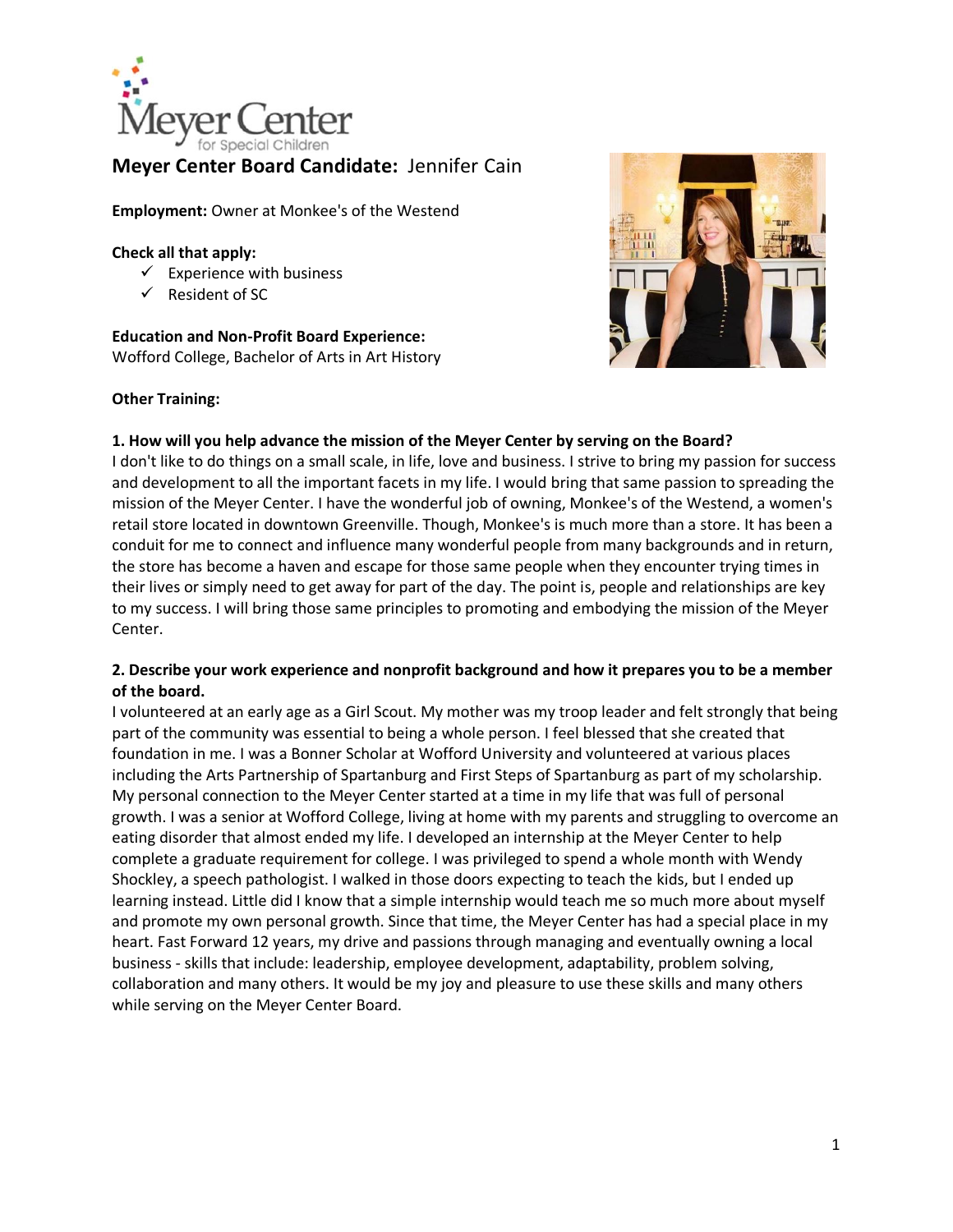Meyer Center
for Special Children

## Meyer Center Board Candidate: Jennifer Cain

**Employment:** Owner at Monkee's of the Westend

**Check all that apply:**

- ✓ Experience with business
- ✓ Resident of SC

**Education and Non-Profit Board Experience:**
Wofford College, Bachelor of Arts in Art History

**Other Training:**

**1. How will you help advance the mission of the Meyer Center by serving on the Board?**

I don't like to do things on a small scale, in life, love and business. I strive to bring my passion for success and development to all the important facets in my life. I would bring that same passion to spreading the mission of the Meyer Center. I have the wonderful job of owning, Monkee's of the Westend, a women's retail store located in downtown Greenville. Though, Monkee's is much more than a store. It has been a conduit for me to connect and influence many wonderful people from many backgrounds and in return, the store has become a haven and escape for those same people when they encounter trying times in their lives or simply need to get away for part of the day. The point is, people and relationships are key to my success. I will bring those same principles to promoting and embodying the mission of the Meyer Center.

**2. Describe your work experience and nonprofit background and how it prepares you to be a member of the board.**

I volunteered at an early age as a Girl Scout. My mother was my troop leader and felt strongly that being part of the community was essential to being a whole person. I feel blessed that she created that foundation in me. I was a Bonner Scholar at Wofford University and volunteered at various places including the Arts Partnership of Spartanburg and First Steps of Spartanburg as part of my scholarship. My personal connection to the Meyer Center started at a time in my life that was full of personal growth. I was a senior at Wofford College, living at home with my parents and struggling to overcome an eating disorder that almost ended my life. I developed an internship at the Meyer Center to help complete a graduate requirement for college. I was privileged to spend a whole month with Wendy Shockley, a speech pathologist. I walked in those doors expecting to teach the kids, but I ended up learning instead. Little did I know that a simple internship would teach me so much more about myself and promote my own personal growth. Since that time, the Meyer Center has had a special place in my heart. Fast Forward 12 years, my drive and passions through managing and eventually owning a local business - skills that include: leadership, employee development, adaptability, problem solving, collaboration and many others. It would be my joy and pleasure to use these skills and many others while serving on the Meyer Center Board.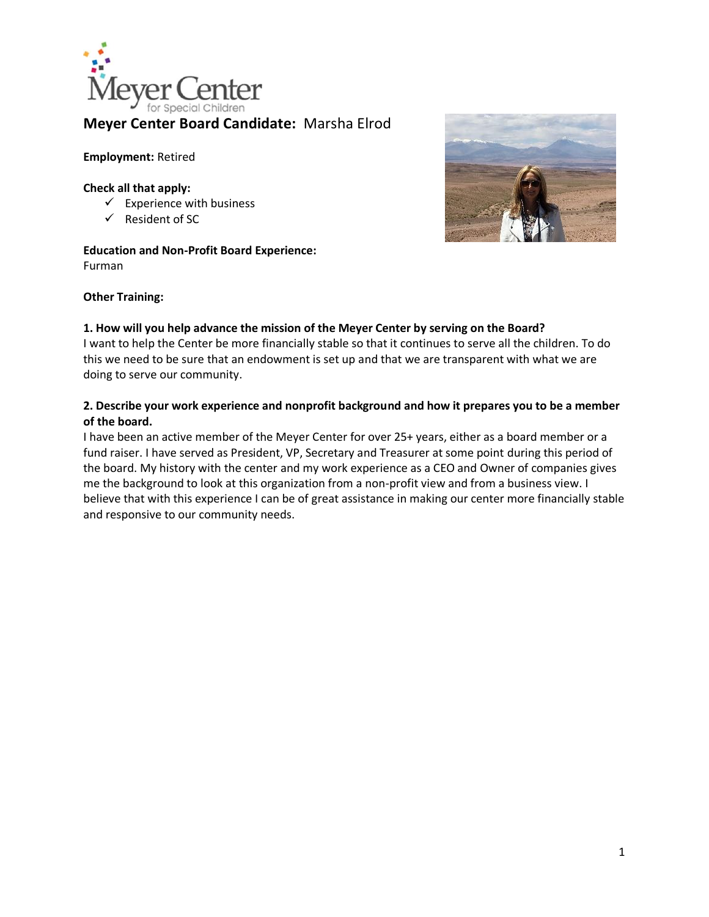**Meyer Center Board Candidate:** Marsha Elrod

**Employment:** Retired

**Check all that apply:**
- ✓ Experience with business
- ✓ Resident of SC

**Education and Non-Profit Board Experience:**
Furman

**Other Training:**

**1. How will you help advance the mission of the Meyer Center by serving on the Board?**
I want to help the Center be more financially stable so that it continues to serve all the children. To do this we need to be sure that an endowment is set up and that we are transparent with what we are doing to serve our community.

**2. Describe your work experience and nonprofit background and how it prepares you to be a member of the board.**
I have been an active member of the Meyer Center for over 25+ years, either as a board member or a fund raiser. I have served as President, VP, Secretary and Treasurer at some point during this period of the board. My history with the center and my work experience as a CEO and Owner of companies gives me the background to look at this organization from a non-profit view and from a business view. I believe that with this experience I can be of great assistance in making our center more financially stable and responsive to our community needs.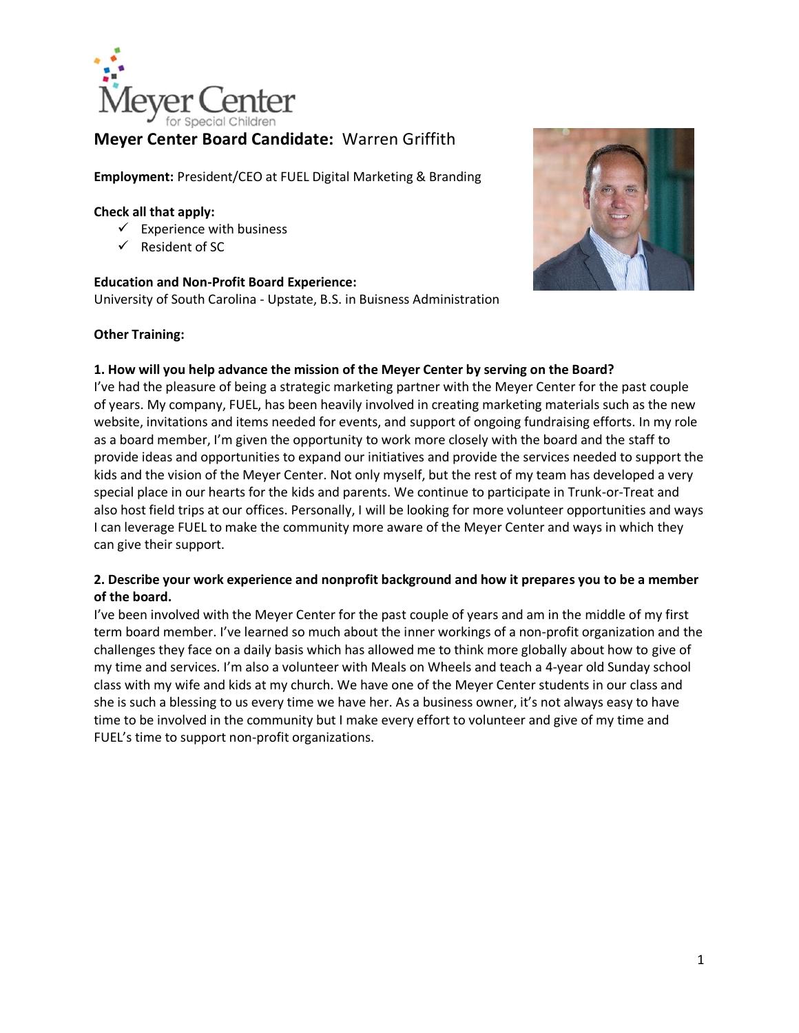# Meyer Center for Special Children

## Meyer Center Board Candidate: Warren Griffith

**Employment:** President/CEO at FUEL Digital Marketing & Branding

**Check all that apply:**

- ✓ Experience with business
- ✓ Resident of SC

**Education and Non-Profit Board Experience:**
University of South Carolina - Upstate, B.S. in Buisness Administration

**Other Training:**

**1. How will you help advance the mission of the Meyer Center by serving on the Board?**
I've had the pleasure of being a strategic marketing partner with the Meyer Center for the past couple of years. My company, FUEL, has been heavily involved in creating marketing materials such as the new website, invitations and items needed for events, and support of ongoing fundraising efforts. In my role as a board member, I'm given the opportunity to work more closely with the board and the staff to provide ideas and opportunities to expand our initiatives and provide the services needed to support the kids and the vision of the Meyer Center. Not only myself, but the rest of my team has developed a very special place in our hearts for the kids and parents. We continue to participate in Trunk-or-Treat and also host field trips at our offices. Personally, I will be looking for more volunteer opportunities and ways I can leverage FUEL to make the community more aware of the Meyer Center and ways in which they can give their support.

**2. Describe your work experience and nonprofit background and how it prepares you to be a member of the board.**
I've been involved with the Meyer Center for the past couple of years and am in the middle of my first term board member. I've learned so much about the inner workings of a non-profit organization and the challenges they face on a daily basis which has allowed me to think more globally about how to give of my time and services. I'm also a volunteer with Meals on Wheels and teach a 4-year old Sunday school class with my wife and kids at my church. We have one of the Meyer Center students in our class and she is such a blessing to us every time we have her. As a business owner, it's not always easy to have time to be involved in the community but I make every effort to volunteer and give of my time and FUEL's time to support non-profit organizations.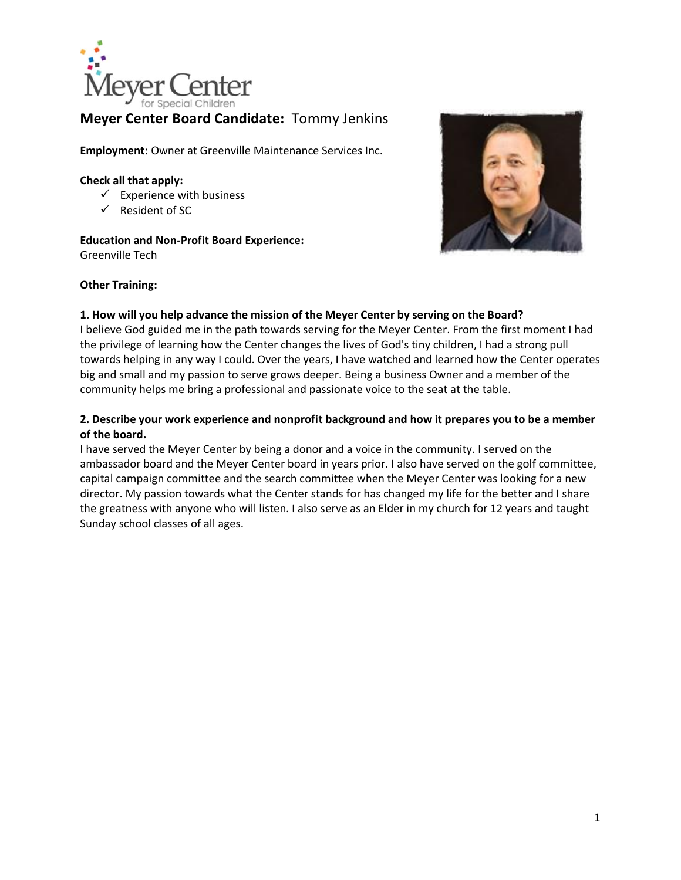**Meyer Center Board Candidate:** Tommy Jenkins

**Employment:** Owner at Greenville Maintenance Services Inc.

**Check all that apply:**

- ✓ Experience with business
- ✓ Resident of SC

**Education and Non-Profit Board Experience:**
Greenville Tech

**Other Training:**

**1. How will you help advance the mission of the Meyer Center by serving on the Board?**

I believe God guided me in the path towards serving for the Meyer Center. From the first moment I had the privilege of learning how the Center changes the lives of God's tiny children, I had a strong pull towards helping in any way I could. Over the years, I have watched and learned how the Center operates big and small and my passion to serve grows deeper. Being a business Owner and a member of the community helps me bring a professional and passionate voice to the seat at the table.

**2. Describe your work experience and nonprofit background and how it prepares you to be a member of the board.**

I have served the Meyer Center by being a donor and a voice in the community. I served on the ambassador board and the Meyer Center board in years prior. I also have served on the golf committee, capital campaign committee and the search committee when the Meyer Center was looking for a new director. My passion towards what the Center stands for has changed my life for the better and I share the greatness with anyone who will listen. I also serve as an Elder in my church for 12 years and taught Sunday school classes of all ages.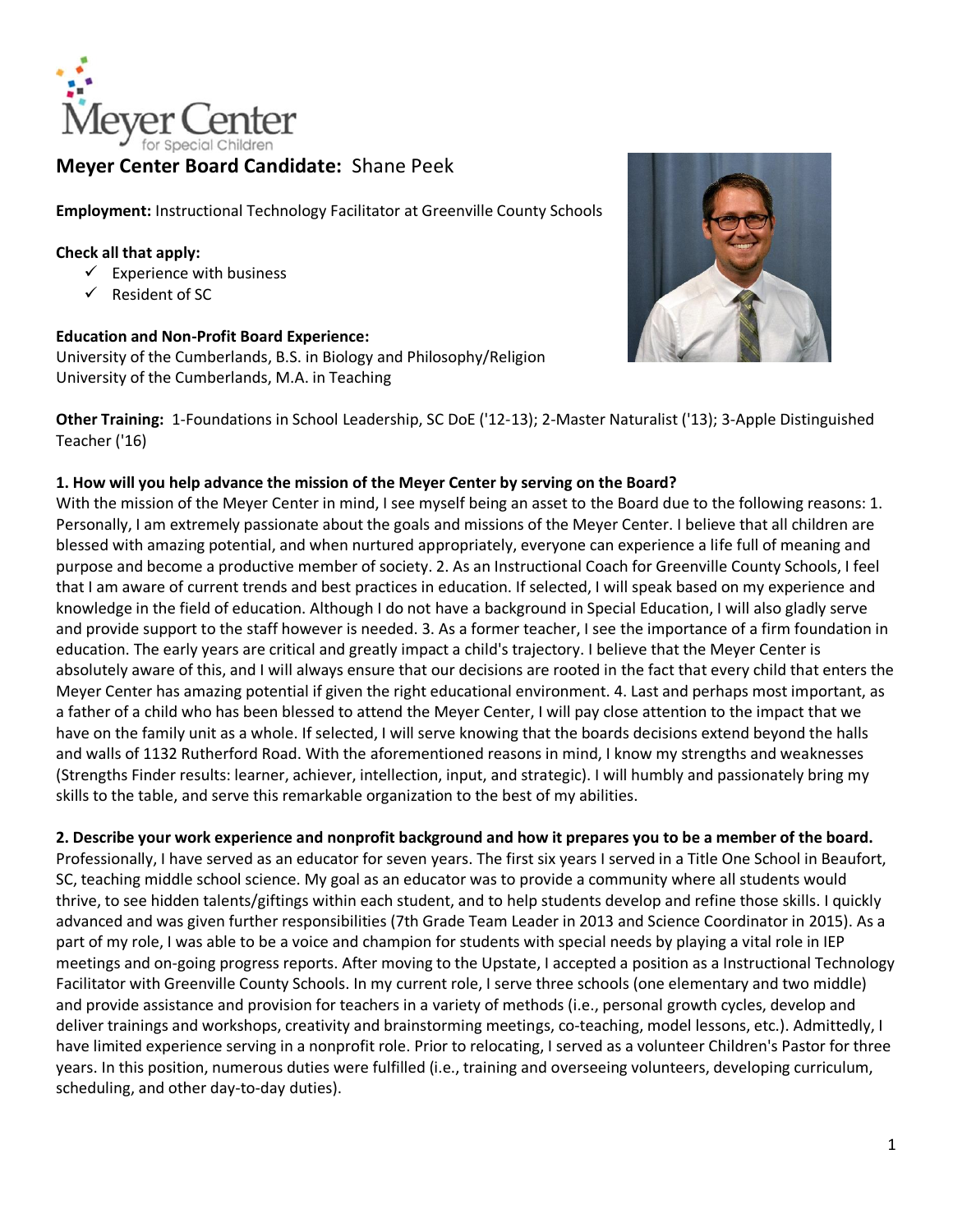Meyer Center for Special Children

**Meyer Center Board Candidate:** Shane Peek

**Employment:** Instructional Technology Facilitator at Greenville County Schools

**Check all that apply:**

- ✓ Experience with business
- ✓ Resident of SC

**Education and Non-Profit Board Experience:**
University of the Cumberlands, B.S. in Biology and Philosophy/Religion
University of the Cumberlands, M.A. in Teaching

**Other Training:** 1-Foundations in School Leadership, SC DoE ('12-13); 2-Master Naturalist ('13); 3-Apple Distinguished Teacher ('16)

**1. How will you help advance the mission of the Meyer Center by serving on the Board?**
With the mission of the Meyer Center in mind, I see myself being an asset to the Board due to the following reasons: 1. Personally, I am extremely passionate about the goals and missions of the Meyer Center. I believe that all children are blessed with amazing potential, and when nurtured appropriately, everyone can experience a life full of meaning and purpose and become a productive member of society. 2. As an Instructional Coach for Greenville County Schools, I feel that I am aware of current trends and best practices in education. If selected, I will speak based on my experience and knowledge in the field of education. Although I do not have a background in Special Education, I will also gladly serve and provide support to the staff however is needed. 3. As a former teacher, I see the importance of a firm foundation in education. The early years are critical and greatly impact a child's trajectory. I believe that the Meyer Center is absolutely aware of this, and I will always ensure that our decisions are rooted in the fact that every child that enters the Meyer Center has amazing potential if given the right educational environment. 4. Last and perhaps most important, as a father of a child who has been blessed to attend the Meyer Center, I will pay close attention to the impact that we have on the family unit as a whole. If selected, I will serve knowing that the boards decisions extend beyond the halls and walls of 1132 Rutherford Road. With the aforementioned reasons in mind, I know my strengths and weaknesses (Strengths Finder results: learner, achiever, intellection, input, and strategic). I will humbly and passionately bring my skills to the table, and serve this remarkable organization to the best of my abilities.

**2. Describe your work experience and nonprofit background and how it prepares you to be a member of the board.**
Professionally, I have served as an educator for seven years. The first six years I served in a Title One School in Beaufort, SC, teaching middle school science. My goal as an educator was to provide a community where all students would thrive, to see hidden talents/giftings within each student, and to help students develop and refine those skills. I quickly advanced and was given further responsibilities (7th Grade Team Leader in 2013 and Science Coordinator in 2015). As a part of my role, I was able to be a voice and champion for students with special needs by playing a vital role in IEP meetings and on-going progress reports. After moving to the Upstate, I accepted a position as a Instructional Technology Facilitator with Greenville County Schools. In my current role, I serve three schools (one elementary and two middle) and provide assistance and provision for teachers in a variety of methods (i.e., personal growth cycles, develop and deliver trainings and workshops, creativity and brainstorming meetings, co-teaching, model lessons, etc.). Admittedly, I have limited experience serving in a nonprofit role. Prior to relocating, I served as a volunteer Children's Pastor for three years. In this position, numerous duties were fulfilled (i.e., training and overseeing volunteers, developing curriculum, scheduling, and other day-to-day duties).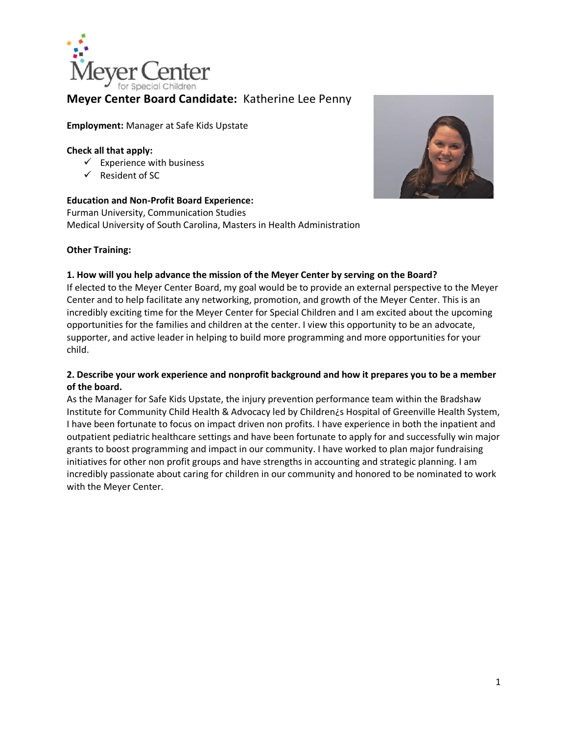**Meyer Center Board Candidate:** Katherine Lee Penny

**Employment:** Manager at Safe Kids Upstate

**Check all that apply:**

- ✓ Experience with business
- ✓ Resident of SC

**Education and Non-Profit Board Experience:**

Furman University, Communication Studies
Medical University of South Carolina, Masters in Health Administration

**Other Training:**

**1. How will you help advance the mission of the Meyer Center by serving on the Board?**

If elected to the Meyer Center Board, my goal would be to provide an external perspective to the Meyer Center and to help facilitate any networking, promotion, and growth of the Meyer Center. This is an incredibly exciting time for the Meyer Center for Special Children and I am excited about the upcoming opportunities for the families and children at the center. I view this opportunity to be an advocate, supporter, and active leader in helping to build more programming and more opportunities for your child.

**2. Describe your work experience and nonprofit background and how it prepares you to be a member of the board.**

As the Manager for Safe Kids Upstate, the injury prevention performance team within the Bradshaw Institute for Community Child Health & Advocacy led by Children¿s Hospital of Greenville Health System, I have been fortunate to focus on impact driven non profits. I have experience in both the inpatient and outpatient pediatric healthcare settings and have been fortunate to apply for and successfully win major grants to boost programming and impact in our community. I have worked to plan major fundraising initiatives for other non profit groups and have strengths in accounting and strategic planning. I am incredibly passionate about caring for children in our community and honored to be nominated to work with the Meyer Center.